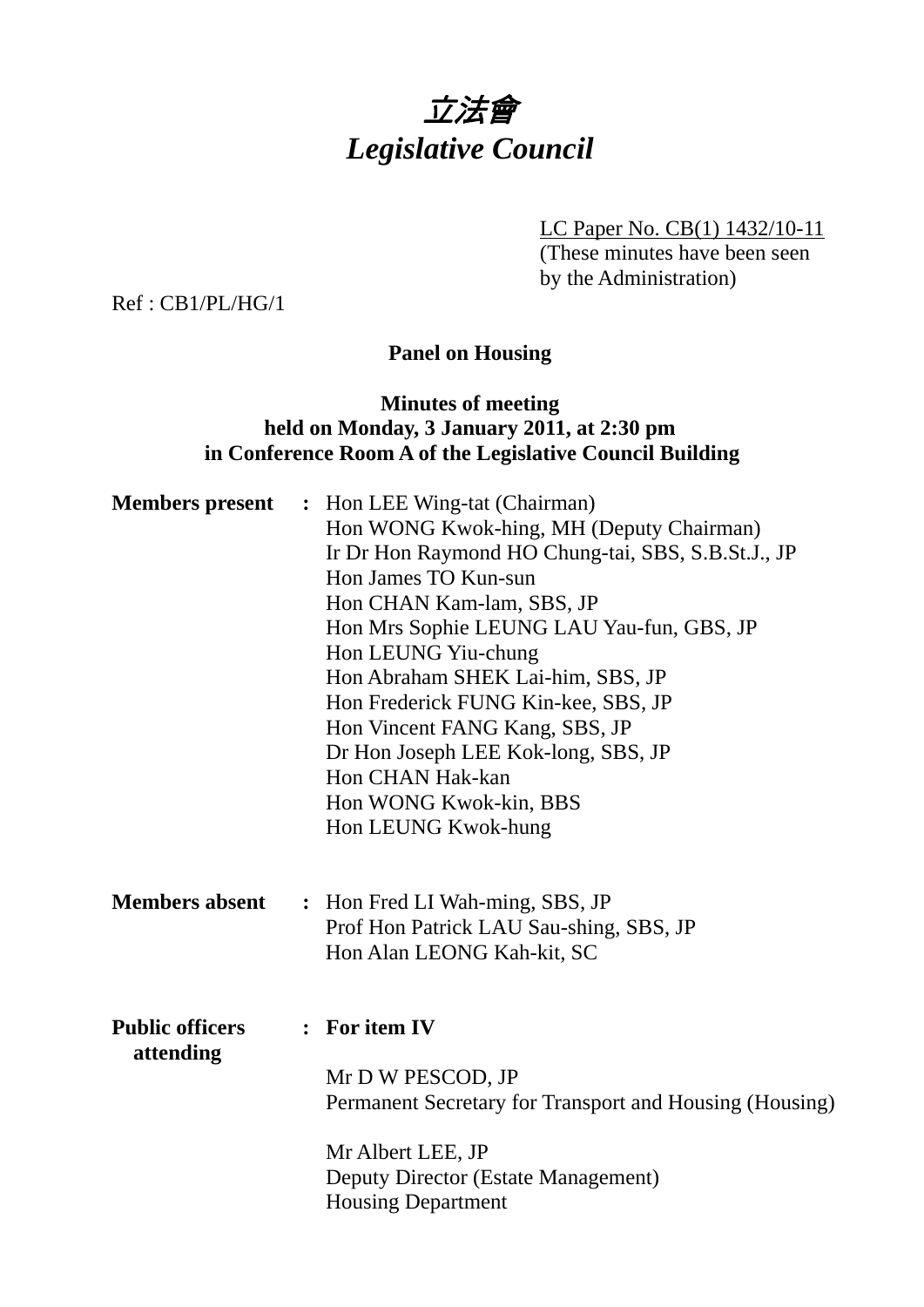# 立法會
# *Legislative Council*

LC Paper No. CB(1) 1432/10-11
(These minutes have been seen by the Administration)

Ref : CB1/PL/HG/1

**Panel on Housing**

**Minutes of meeting**
**held on Monday, 3 January 2011, at 2:30 pm**
**in Conference Room A of the Legislative Council Building**

**Members present** : Hon LEE Wing-tat (Chairman)
Hon WONG Kwok-hing, MH (Deputy Chairman)
Ir Dr Hon Raymond HO Chung-tai, SBS, S.B.St.J., JP
Hon James TO Kun-sun
Hon CHAN Kam-lam, SBS, JP
Hon Mrs Sophie LEUNG LAU Yau-fun, GBS, JP
Hon LEUNG Yiu-chung
Hon Abraham SHEK Lai-him, SBS, JP
Hon Frederick FUNG Kin-kee, SBS, JP
Hon Vincent FANG Kang, SBS, JP
Dr Hon Joseph LEE Kok-long, SBS, JP
Hon CHAN Hak-kan
Hon WONG Kwok-kin, BBS
Hon LEUNG Kwok-hung

**Members absent** : Hon Fred LI Wah-ming, SBS, JP
Prof Hon Patrick LAU Sau-shing, SBS, JP
Hon Alan LEONG Kah-kit, SC

**Public officers attending** : **For item IV**

Mr D W PESCOD, JP
Permanent Secretary for Transport and Housing (Housing)

Mr Albert LEE, JP
Deputy Director (Estate Management)
Housing Department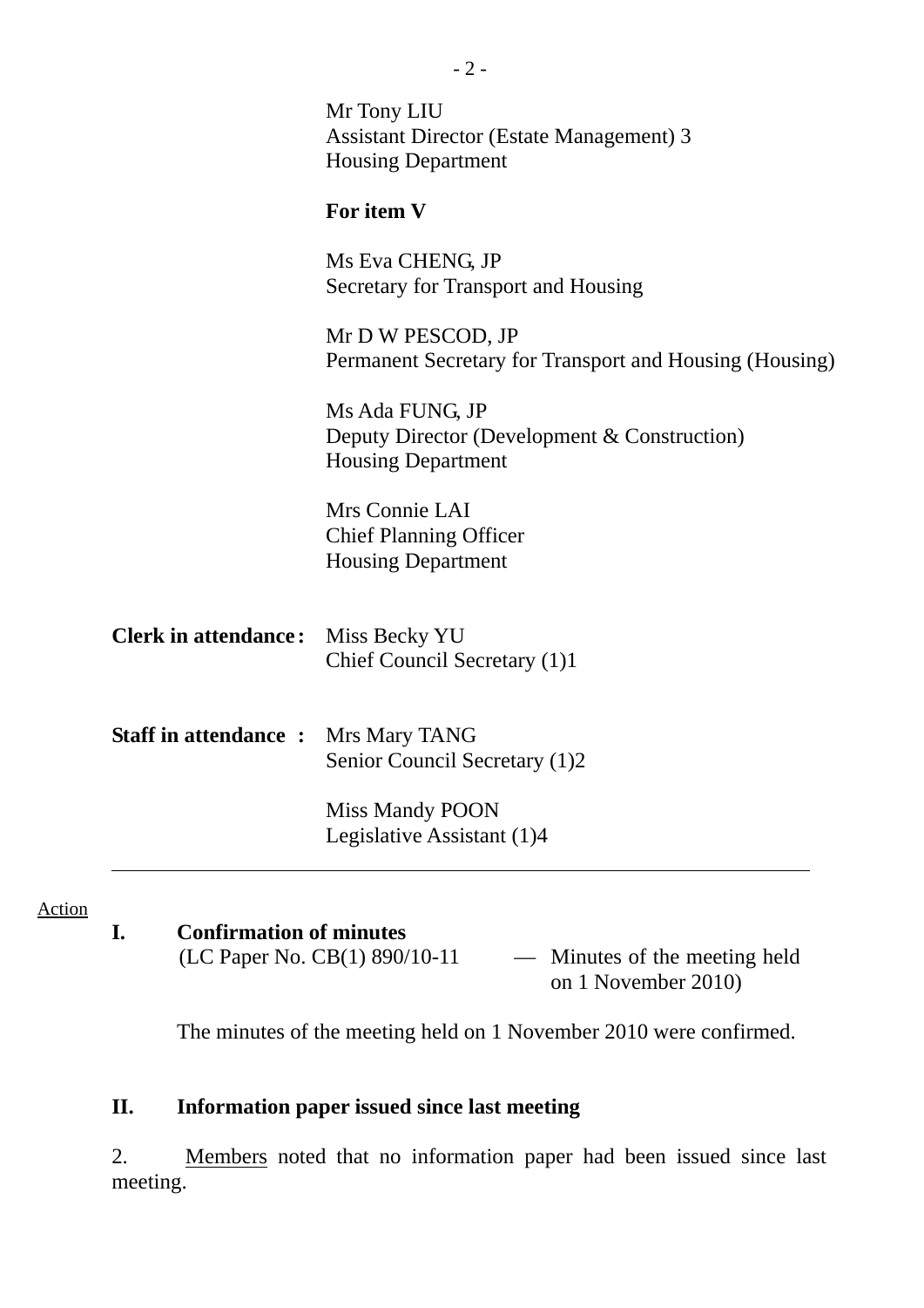Mr Tony LIU
Assistant Director (Estate Management) 3
Housing Department

**For item V**

Ms Eva CHENG, JP
Secretary for Transport and Housing

Mr D W PESCOD, JP
Permanent Secretary for Transport and Housing (Housing)

Ms Ada FUNG, JP
Deputy Director (Development & Construction)
Housing Department

Mrs Connie LAI
Chief Planning Officer
Housing Department

**Clerk in attendance :** Miss Becky YU
Chief Council Secretary (1)1

**Staff in attendance :** Mrs Mary TANG
Senior Council Secretary (1)2

Miss Mandy POON
Legislative Assistant (1)4

---

Action

## I. Confirmation of minutes

(LC Paper No. CB(1) 890/10-11 — Minutes of the meeting held on 1 November 2010)

The minutes of the meeting held on 1 November 2010 were confirmed.

## II. Information paper issued since last meeting

2. Members noted that no information paper had been issued since last meeting.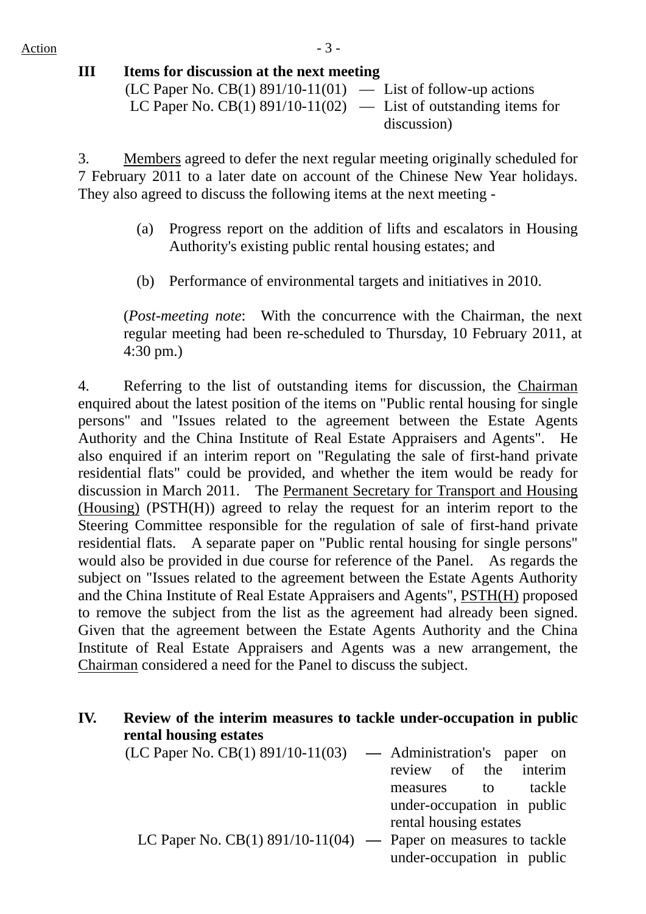**III Items for discussion at the next meeting**

(LC Paper No. CB(1) 891/10-11(01) — List of follow-up actions
LC Paper No. CB(1) 891/10-11(02) — List of outstanding items for discussion)

3. Members agreed to defer the next regular meeting originally scheduled for 7 February 2011 to a later date on account of the Chinese New Year holidays. They also agreed to discuss the following items at the next meeting -

(a) Progress report on the addition of lifts and escalators in Housing Authority's existing public rental housing estates; and

(b) Performance of environmental targets and initiatives in 2010.

(*Post-meeting note*: With the concurrence with the Chairman, the next regular meeting had been re-scheduled to Thursday, 10 February 2011, at 4:30 pm.)

4. Referring to the list of outstanding items for discussion, the Chairman enquired about the latest position of the items on "Public rental housing for single persons" and "Issues related to the agreement between the Estate Agents Authority and the China Institute of Real Estate Appraisers and Agents". He also enquired if an interim report on "Regulating the sale of first-hand private residential flats" could be provided, and whether the item would be ready for discussion in March 2011. The Permanent Secretary for Transport and Housing (Housing) (PSTH(H)) agreed to relay the request for an interim report to the Steering Committee responsible for the regulation of sale of first-hand private residential flats. A separate paper on "Public rental housing for single persons" would also be provided in due course for reference of the Panel. As regards the subject on "Issues related to the agreement between the Estate Agents Authority and the China Institute of Real Estate Appraisers and Agents", PSTH(H) proposed to remove the subject from the list as the agreement had already been signed. Given that the agreement between the Estate Agents Authority and the China Institute of Real Estate Appraisers and Agents was a new arrangement, the Chairman considered a need for the Panel to discuss the subject.

**IV. Review of the interim measures to tackle under-occupation in public rental housing estates**

(LC Paper No. CB(1) 891/10-11(03) — Administration's paper on review of the interim measures to tackle under-occupation in public rental housing estates
LC Paper No. CB(1) 891/10-11(04) — Paper on measures to tackle under-occupation in public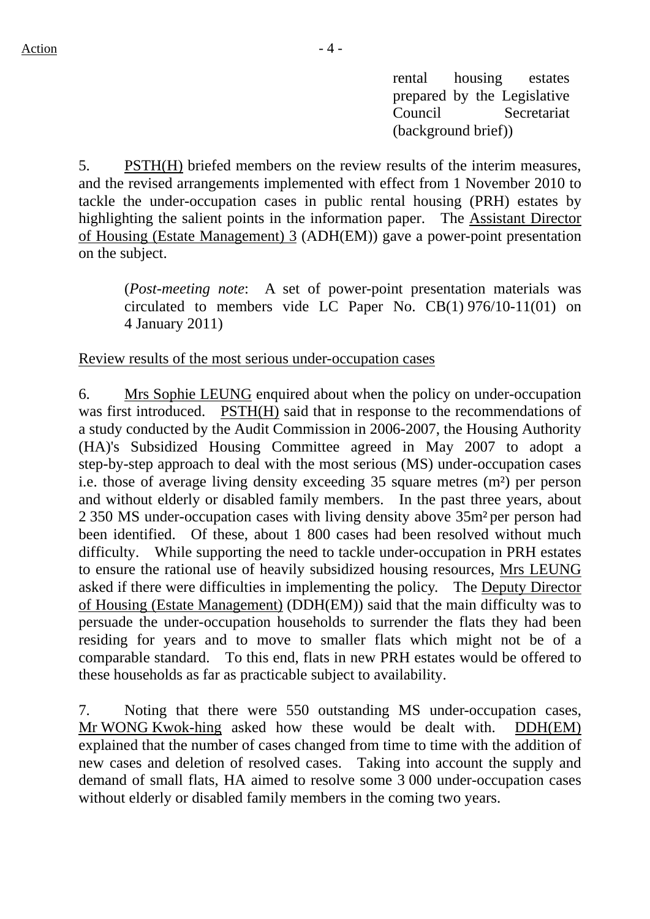rental housing estates prepared by the Legislative Council Secretariat (background brief))

5. PSTH(H) briefed members on the review results of the interim measures, and the revised arrangements implemented with effect from 1 November 2010 to tackle the under-occupation cases in public rental housing (PRH) estates by highlighting the salient points in the information paper. The Assistant Director of Housing (Estate Management) 3 (ADH(EM)) gave a power-point presentation on the subject.

> (*Post-meeting note*: A set of power-point presentation materials was circulated to members vide LC Paper No. CB(1) 976/10-11(01) on 4 January 2011)

Review results of the most serious under-occupation cases

6. Mrs Sophie LEUNG enquired about when the policy on under-occupation was first introduced. PSTH(H) said that in response to the recommendations of a study conducted by the Audit Commission in 2006-2007, the Housing Authority (HA)'s Subsidized Housing Committee agreed in May 2007 to adopt a step-by-step approach to deal with the most serious (MS) under-occupation cases i.e. those of average living density exceeding 35 square metres ($m^2$) per person and without elderly or disabled family members. In the past three years, about 2 350 MS under-occupation cases with living density above 35$m^2$ per person had been identified. Of these, about 1 800 cases had been resolved without much difficulty. While supporting the need to tackle under-occupation in PRH estates to ensure the rational use of heavily subsidized housing resources, Mrs LEUNG asked if there were difficulties in implementing the policy. The Deputy Director of Housing (Estate Management) (DDH(EM)) said that the main difficulty was to persuade the under-occupation households to surrender the flats they had been residing for years and to move to smaller flats which might not be of a comparable standard. To this end, flats in new PRH estates would be offered to these households as far as practicable subject to availability.

7. Noting that there were 550 outstanding MS under-occupation cases, Mr WONG Kwok-hing asked how these would be dealt with. DDH(EM) explained that the number of cases changed from time to time with the addition of new cases and deletion of resolved cases. Taking into account the supply and demand of small flats, HA aimed to resolve some 3 000 under-occupation cases without elderly or disabled family members in the coming two years.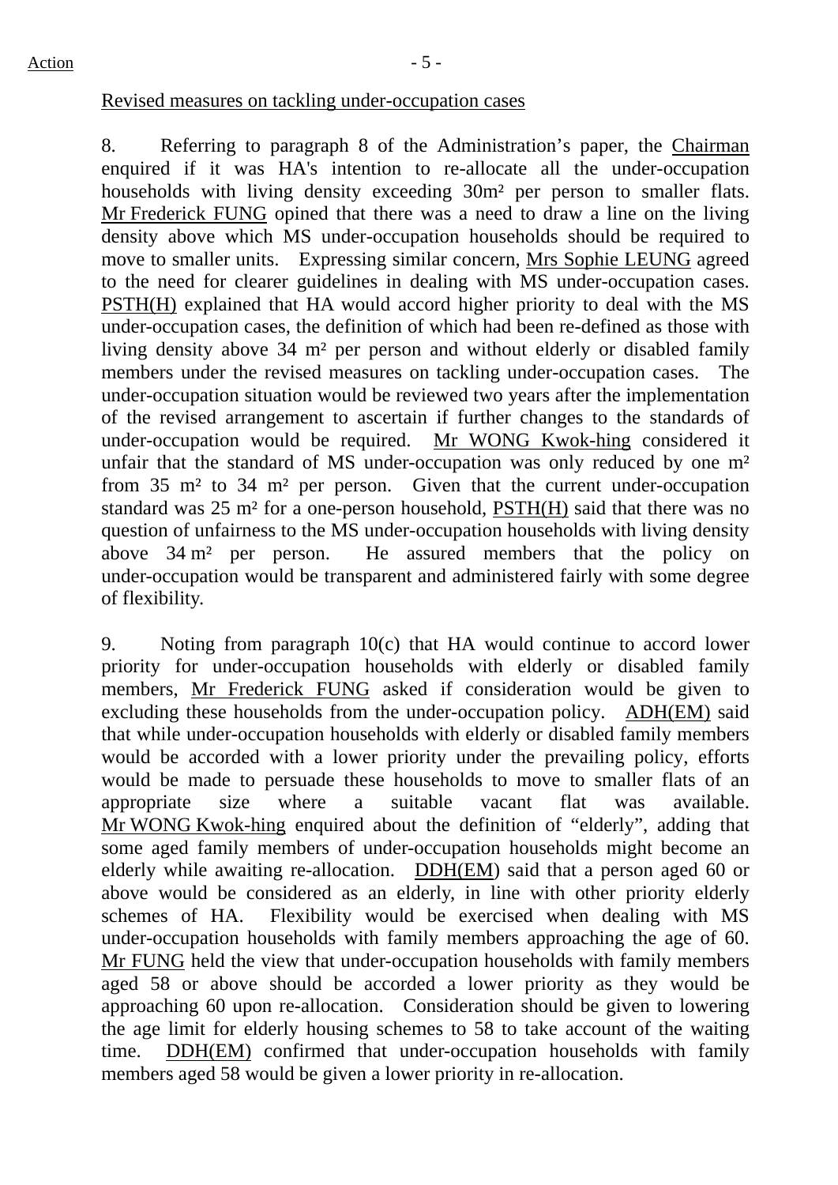Action

Revised measures on tackling under-occupation cases

8. Referring to paragraph 8 of the Administration's paper, the Chairman enquired if it was HA's intention to re-allocate all the under-occupation households with living density exceeding 30m² per person to smaller flats. Mr Frederick FUNG opined that there was a need to draw a line on the living density above which MS under-occupation households should be required to move to smaller units. Expressing similar concern, Mrs Sophie LEUNG agreed to the need for clearer guidelines in dealing with MS under-occupation cases. PSTH(H) explained that HA would accord higher priority to deal with the MS under-occupation cases, the definition of which had been re-defined as those with living density above 34 m² per person and without elderly or disabled family members under the revised measures on tackling under-occupation cases. The under-occupation situation would be reviewed two years after the implementation of the revised arrangement to ascertain if further changes to the standards of under-occupation would be required. Mr WONG Kwok-hing considered it unfair that the standard of MS under-occupation was only reduced by one m² from 35 m² to 34 m² per person. Given that the current under-occupation standard was 25 m² for a one-person household, PSTH(H) said that there was no question of unfairness to the MS under-occupation households with living density above 34 m² per person. He assured members that the policy on under-occupation would be transparent and administered fairly with some degree of flexibility.

9. Noting from paragraph 10(c) that HA would continue to accord lower priority for under-occupation households with elderly or disabled family members, Mr Frederick FUNG asked if consideration would be given to excluding these households from the under-occupation policy. ADH(EM) said that while under-occupation households with elderly or disabled family members would be accorded with a lower priority under the prevailing policy, efforts would be made to persuade these households to move to smaller flats of an appropriate size where a suitable vacant flat was available. Mr WONG Kwok-hing enquired about the definition of "elderly", adding that some aged family members of under-occupation households might become an elderly while awaiting re-allocation. DDH(EM) said that a person aged 60 or above would be considered as an elderly, in line with other priority elderly schemes of HA. Flexibility would be exercised when dealing with MS under-occupation households with family members approaching the age of 60. Mr FUNG held the view that under-occupation households with family members aged 58 or above should be accorded a lower priority as they would be approaching 60 upon re-allocation. Consideration should be given to lowering the age limit for elderly housing schemes to 58 to take account of the waiting time. DDH(EM) confirmed that under-occupation households with family members aged 58 would be given a lower priority in re-allocation.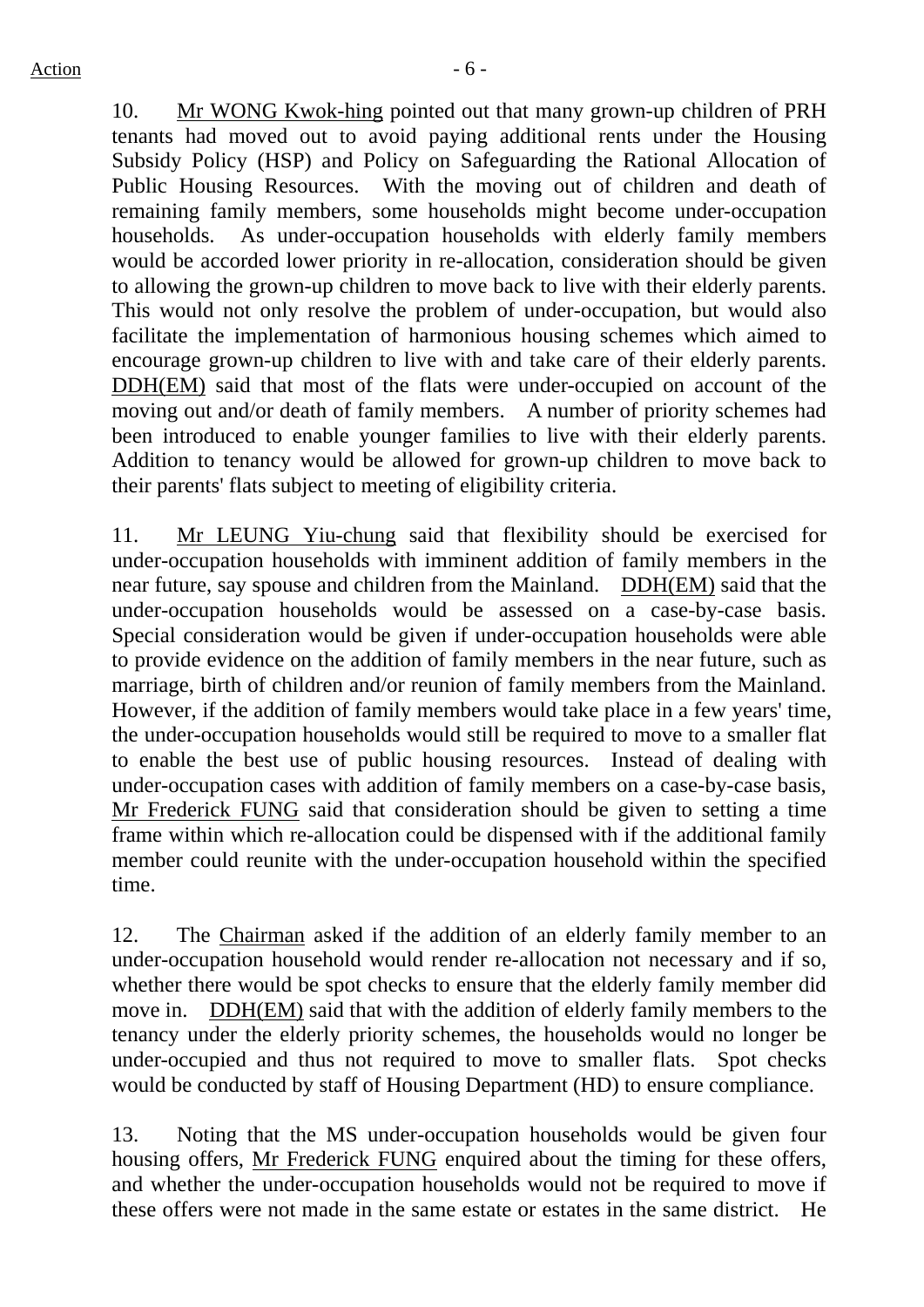10. Mr WONG Kwok-hing pointed out that many grown-up children of PRH tenants had moved out to avoid paying additional rents under the Housing Subsidy Policy (HSP) and Policy on Safeguarding the Rational Allocation of Public Housing Resources. With the moving out of children and death of remaining family members, some households might become under-occupation households. As under-occupation households with elderly family members would be accorded lower priority in re-allocation, consideration should be given to allowing the grown-up children to move back to live with their elderly parents. This would not only resolve the problem of under-occupation, but would also facilitate the implementation of harmonious housing schemes which aimed to encourage grown-up children to live with and take care of their elderly parents. DDH(EM) said that most of the flats were under-occupied on account of the moving out and/or death of family members. A number of priority schemes had been introduced to enable younger families to live with their elderly parents. Addition to tenancy would be allowed for grown-up children to move back to their parents' flats subject to meeting of eligibility criteria.

11. Mr LEUNG Yiu-chung said that flexibility should be exercised for under-occupation households with imminent addition of family members in the near future, say spouse and children from the Mainland. DDH(EM) said that the under-occupation households would be assessed on a case-by-case basis. Special consideration would be given if under-occupation households were able to provide evidence on the addition of family members in the near future, such as marriage, birth of children and/or reunion of family members from the Mainland. However, if the addition of family members would take place in a few years' time, the under-occupation households would still be required to move to a smaller flat to enable the best use of public housing resources. Instead of dealing with under-occupation cases with addition of family members on a case-by-case basis, Mr Frederick FUNG said that consideration should be given to setting a time frame within which re-allocation could be dispensed with if the additional family member could reunite with the under-occupation household within the specified time.

12. The Chairman asked if the addition of an elderly family member to an under-occupation household would render re-allocation not necessary and if so, whether there would be spot checks to ensure that the elderly family member did move in. DDH(EM) said that with the addition of elderly family members to the tenancy under the elderly priority schemes, the households would no longer be under-occupied and thus not required to move to smaller flats. Spot checks would be conducted by staff of Housing Department (HD) to ensure compliance.

13. Noting that the MS under-occupation households would be given four housing offers, Mr Frederick FUNG enquired about the timing for these offers, and whether the under-occupation households would not be required to move if these offers were not made in the same estate or estates in the same district. He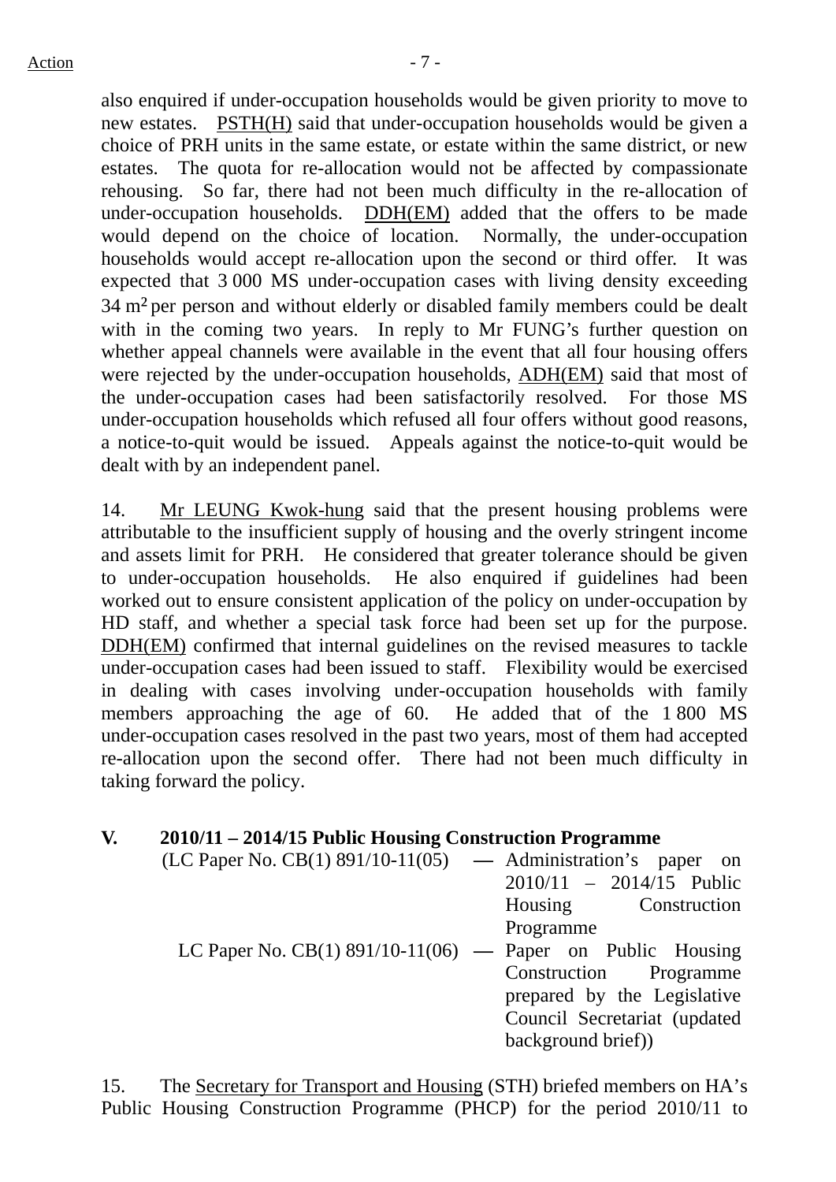also enquired if under-occupation households would be given priority to move to new estates. PSTH(H) said that under-occupation households would be given a choice of PRH units in the same estate, or estate within the same district, or new estates. The quota for re-allocation would not be affected by compassionate rehousing. So far, there had not been much difficulty in the re-allocation of under-occupation households. DDH(EM) added that the offers to be made would depend on the choice of location. Normally, the under-occupation households would accept re-allocation upon the second or third offer. It was expected that 3 000 MS under-occupation cases with living density exceeding 34 $m^2$ per person and without elderly or disabled family members could be dealt with in the coming two years. In reply to Mr FUNG's further question on whether appeal channels were available in the event that all four housing offers were rejected by the under-occupation households, ADH(EM) said that most of the under-occupation cases had been satisfactorily resolved. For those MS under-occupation households which refused all four offers without good reasons, a notice-to-quit would be issued. Appeals against the notice-to-quit would be dealt with by an independent panel.

14. Mr LEUNG Kwok-hung said that the present housing problems were attributable to the insufficient supply of housing and the overly stringent income and assets limit for PRH. He considered that greater tolerance should be given to under-occupation households. He also enquired if guidelines had been worked out to ensure consistent application of the policy on under-occupation by HD staff, and whether a special task force had been set up for the purpose. DDH(EM) confirmed that internal guidelines on the revised measures to tackle under-occupation cases had been issued to staff. Flexibility would be exercised in dealing with cases involving under-occupation households with family members approaching the age of 60. He added that of the 1 800 MS under-occupation cases resolved in the past two years, most of them had accepted re-allocation upon the second offer. There had not been much difficulty in taking forward the policy.

## V. 2010/11 – 2014/15 Public Housing Construction Programme

(LC Paper No. CB(1) 891/10-11(05) — Administration's paper on 2010/11 – 2014/15 Public Housing Construction Programme

LC Paper No. CB(1) 891/10-11(06) — Paper on Public Housing Construction Programme prepared by the Legislative Council Secretariat (updated background brief))

15. The Secretary for Transport and Housing (STH) briefed members on HA's Public Housing Construction Programme (PHCP) for the period 2010/11 to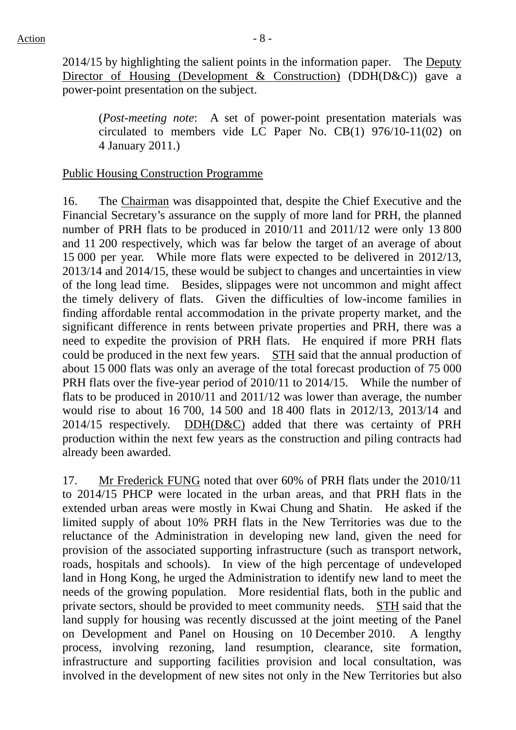2014/15 by highlighting the salient points in the information paper. The Deputy Director of Housing (Development & Construction) (DDH(D&C)) gave a power-point presentation on the subject.

> (*Post-meeting note*: A set of power-point presentation materials was circulated to members vide LC Paper No. CB(1) 976/10-11(02) on 4 January 2011.)

Public Housing Construction Programme

16. The Chairman was disappointed that, despite the Chief Executive and the Financial Secretary's assurance on the supply of more land for PRH, the planned number of PRH flats to be produced in 2010/11 and 2011/12 were only 13 800 and 11 200 respectively, which was far below the target of an average of about 15 000 per year. While more flats were expected to be delivered in 2012/13, 2013/14 and 2014/15, these would be subject to changes and uncertainties in view of the long lead time. Besides, slippages were not uncommon and might affect the timely delivery of flats. Given the difficulties of low-income families in finding affordable rental accommodation in the private property market, and the significant difference in rents between private properties and PRH, there was a need to expedite the provision of PRH flats. He enquired if more PRH flats could be produced in the next few years. STH said that the annual production of about 15 000 flats was only an average of the total forecast production of 75 000 PRH flats over the five-year period of 2010/11 to 2014/15. While the number of flats to be produced in 2010/11 and 2011/12 was lower than average, the number would rise to about 16 700, 14 500 and 18 400 flats in 2012/13, 2013/14 and 2014/15 respectively. DDH(D&C) added that there was certainty of PRH production within the next few years as the construction and piling contracts had already been awarded.

17. Mr Frederick FUNG noted that over 60% of PRH flats under the 2010/11 to 2014/15 PHCP were located in the urban areas, and that PRH flats in the extended urban areas were mostly in Kwai Chung and Shatin. He asked if the limited supply of about 10% PRH flats in the New Territories was due to the reluctance of the Administration in developing new land, given the need for provision of the associated supporting infrastructure (such as transport network, roads, hospitals and schools). In view of the high percentage of undeveloped land in Hong Kong, he urged the Administration to identify new land to meet the needs of the growing population. More residential flats, both in the public and private sectors, should be provided to meet community needs. STH said that the land supply for housing was recently discussed at the joint meeting of the Panel on Development and Panel on Housing on 10 December 2010. A lengthy process, involving rezoning, land resumption, clearance, site formation, infrastructure and supporting facilities provision and local consultation, was involved in the development of new sites not only in the New Territories but also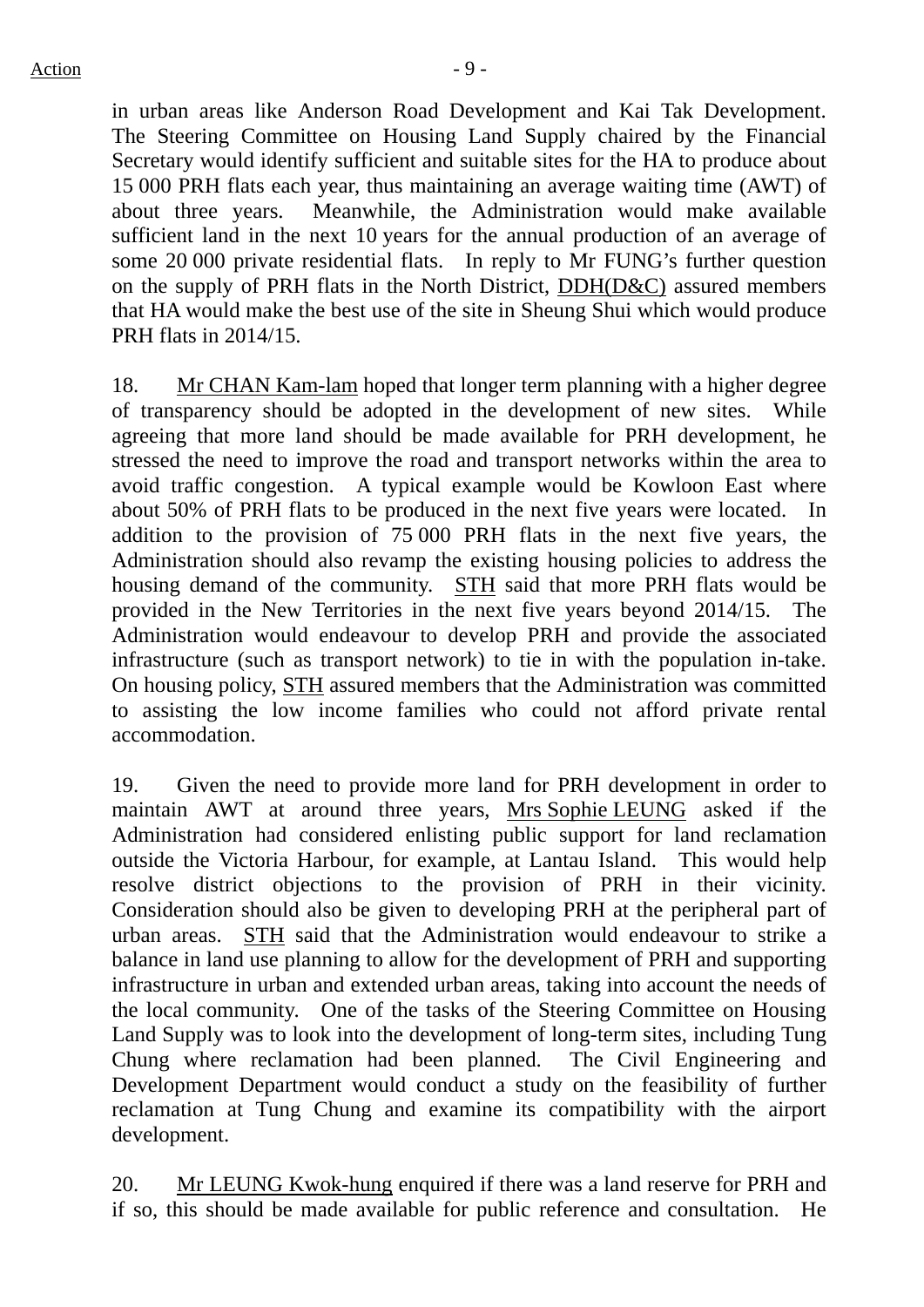in urban areas like Anderson Road Development and Kai Tak Development. The Steering Committee on Housing Land Supply chaired by the Financial Secretary would identify sufficient and suitable sites for the HA to produce about 15 000 PRH flats each year, thus maintaining an average waiting time (AWT) of about three years. Meanwhile, the Administration would make available sufficient land in the next 10 years for the annual production of an average of some 20 000 private residential flats. In reply to Mr FUNG's further question on the supply of PRH flats in the North District, DDH(D&C) assured members that HA would make the best use of the site in Sheung Shui which would produce PRH flats in 2014/15.

18. Mr CHAN Kam-lam hoped that longer term planning with a higher degree of transparency should be adopted in the development of new sites. While agreeing that more land should be made available for PRH development, he stressed the need to improve the road and transport networks within the area to avoid traffic congestion. A typical example would be Kowloon East where about 50% of PRH flats to be produced in the next five years were located. In addition to the provision of 75 000 PRH flats in the next five years, the Administration should also revamp the existing housing policies to address the housing demand of the community. STH said that more PRH flats would be provided in the New Territories in the next five years beyond 2014/15. The Administration would endeavour to develop PRH and provide the associated infrastructure (such as transport network) to tie in with the population in-take. On housing policy, STH assured members that the Administration was committed to assisting the low income families who could not afford private rental accommodation.

19. Given the need to provide more land for PRH development in order to maintain AWT at around three years, Mrs Sophie LEUNG asked if the Administration had considered enlisting public support for land reclamation outside the Victoria Harbour, for example, at Lantau Island. This would help resolve district objections to the provision of PRH in their vicinity. Consideration should also be given to developing PRH at the peripheral part of urban areas. STH said that the Administration would endeavour to strike a balance in land use planning to allow for the development of PRH and supporting infrastructure in urban and extended urban areas, taking into account the needs of the local community. One of the tasks of the Steering Committee on Housing Land Supply was to look into the development of long-term sites, including Tung Chung where reclamation had been planned. The Civil Engineering and Development Department would conduct a study on the feasibility of further reclamation at Tung Chung and examine its compatibility with the airport development.

20. Mr LEUNG Kwok-hung enquired if there was a land reserve for PRH and if so, this should be made available for public reference and consultation. He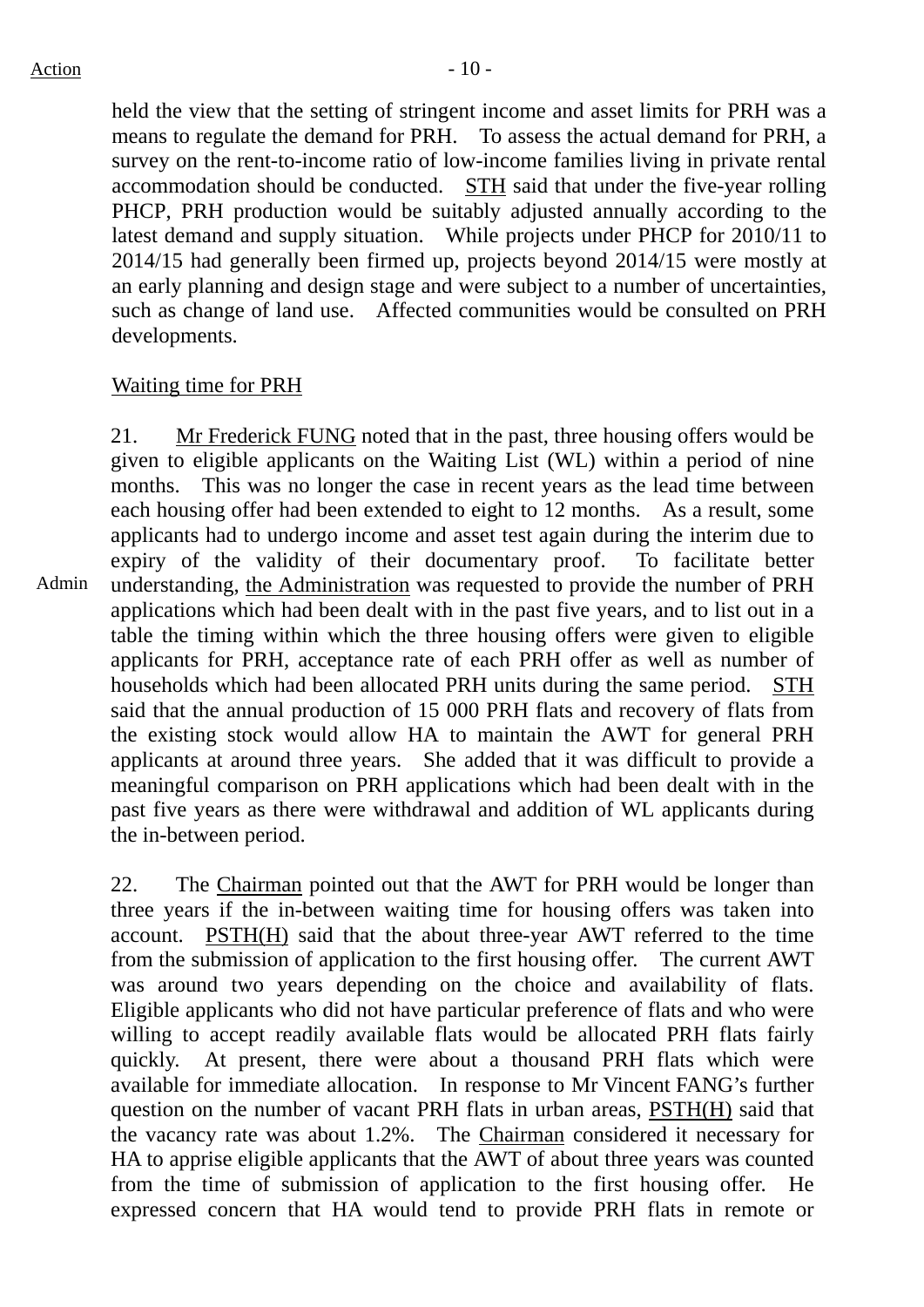held the view that the setting of stringent income and asset limits for PRH was a means to regulate the demand for PRH. To assess the actual demand for PRH, a survey on the rent-to-income ratio of low-income families living in private rental accommodation should be conducted. STH said that under the five-year rolling PHCP, PRH production would be suitably adjusted annually according to the latest demand and supply situation. While projects under PHCP for 2010/11 to 2014/15 had generally been firmed up, projects beyond 2014/15 were mostly at an early planning and design stage and were subject to a number of uncertainties, such as change of land use. Affected communities would be consulted on PRH developments.

Waiting time for PRH

21. Mr Frederick FUNG noted that in the past, three housing offers would be given to eligible applicants on the Waiting List (WL) within a period of nine months. This was no longer the case in recent years as the lead time between each housing offer had been extended to eight to 12 months. As a result, some applicants had to undergo income and asset test again during the interim due to expiry of the validity of their documentary proof. To facilitate better understanding, the Administration was requested to provide the number of PRH applications which had been dealt with in the past five years, and to list out in a table the timing within which the three housing offers were given to eligible applicants for PRH, acceptance rate of each PRH offer as well as number of households which had been allocated PRH units during the same period. STH said that the annual production of 15 000 PRH flats and recovery of flats from the existing stock would allow HA to maintain the AWT for general PRH applicants at around three years. She added that it was difficult to provide a meaningful comparison on PRH applications which had been dealt with in the past five years as there were withdrawal and addition of WL applicants during the in-between period.

Admin

22. The Chairman pointed out that the AWT for PRH would be longer than three years if the in-between waiting time for housing offers was taken into account. PSTH(H) said that the about three-year AWT referred to the time from the submission of application to the first housing offer. The current AWT was around two years depending on the choice and availability of flats. Eligible applicants who did not have particular preference of flats and who were willing to accept readily available flats would be allocated PRH flats fairly quickly. At present, there were about a thousand PRH flats which were available for immediate allocation. In response to Mr Vincent FANG's further question on the number of vacant PRH flats in urban areas, PSTH(H) said that the vacancy rate was about 1.2%. The Chairman considered it necessary for HA to apprise eligible applicants that the AWT of about three years was counted from the time of submission of application to the first housing offer. He expressed concern that HA would tend to provide PRH flats in remote or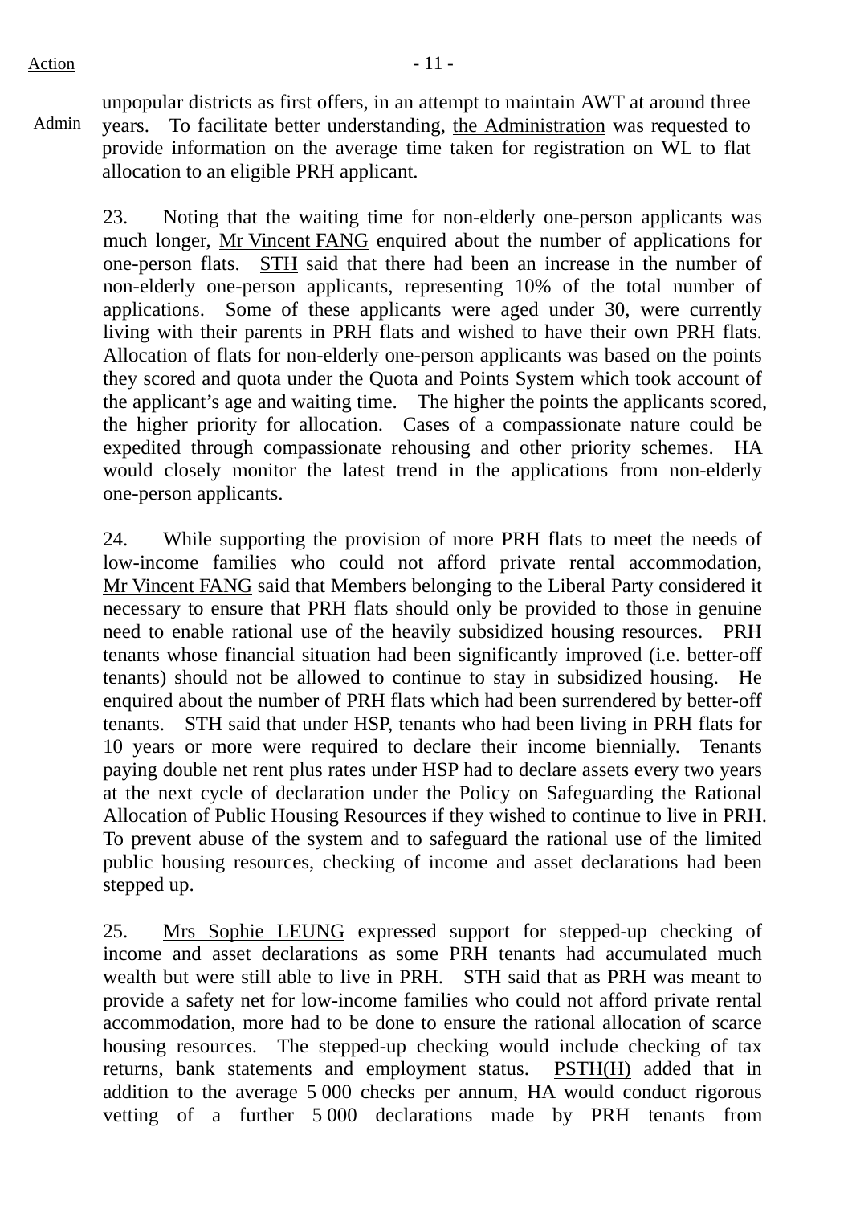Action

Admin

unpopular districts as first offers, in an attempt to maintain AWT at around three years. To facilitate better understanding, the Administration was requested to provide information on the average time taken for registration on WL to flat allocation to an eligible PRH applicant.

23. Noting that the waiting time for non-elderly one-person applicants was much longer, Mr Vincent FANG enquired about the number of applications for one-person flats. STH said that there had been an increase in the number of non-elderly one-person applicants, representing 10% of the total number of applications. Some of these applicants were aged under 30, were currently living with their parents in PRH flats and wished to have their own PRH flats. Allocation of flats for non-elderly one-person applicants was based on the points they scored and quota under the Quota and Points System which took account of the applicant's age and waiting time. The higher the points the applicants scored, the higher priority for allocation. Cases of a compassionate nature could be expedited through compassionate rehousing and other priority schemes. HA would closely monitor the latest trend in the applications from non-elderly one-person applicants.

24. While supporting the provision of more PRH flats to meet the needs of low-income families who could not afford private rental accommodation, Mr Vincent FANG said that Members belonging to the Liberal Party considered it necessary to ensure that PRH flats should only be provided to those in genuine need to enable rational use of the heavily subsidized housing resources. PRH tenants whose financial situation had been significantly improved (i.e. better-off tenants) should not be allowed to continue to stay in subsidized housing. He enquired about the number of PRH flats which had been surrendered by better-off tenants. STH said that under HSP, tenants who had been living in PRH flats for 10 years or more were required to declare their income biennially. Tenants paying double net rent plus rates under HSP had to declare assets every two years at the next cycle of declaration under the Policy on Safeguarding the Rational Allocation of Public Housing Resources if they wished to continue to live in PRH. To prevent abuse of the system and to safeguard the rational use of the limited public housing resources, checking of income and asset declarations had been stepped up.

25. Mrs Sophie LEUNG expressed support for stepped-up checking of income and asset declarations as some PRH tenants had accumulated much wealth but were still able to live in PRH. STH said that as PRH was meant to provide a safety net for low-income families who could not afford private rental accommodation, more had to be done to ensure the rational allocation of scarce housing resources. The stepped-up checking would include checking of tax returns, bank statements and employment status. PSTH(H) added that in addition to the average 5 000 checks per annum, HA would conduct rigorous vetting of a further 5 000 declarations made by PRH tenants from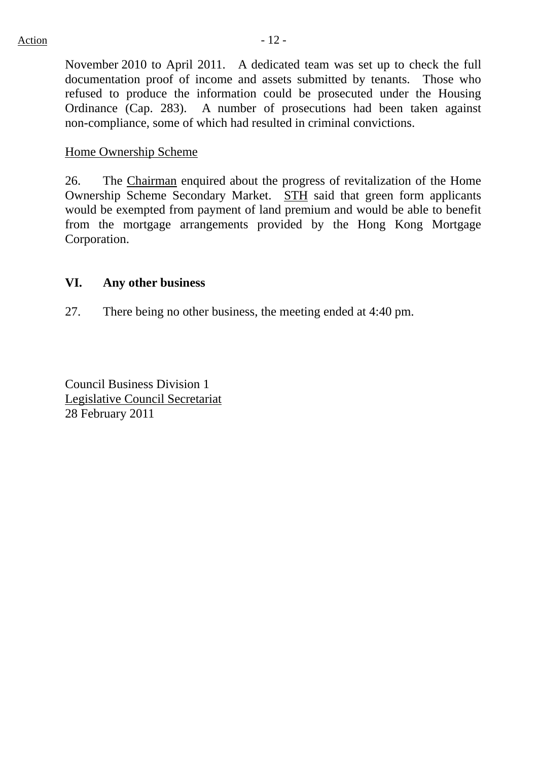November 2010 to April 2011. A dedicated team was set up to check the full documentation proof of income and assets submitted by tenants. Those who refused to produce the information could be prosecuted under the Housing Ordinance (Cap. 283). A number of prosecutions had been taken against non-compliance, some of which had resulted in criminal convictions.

Home Ownership Scheme

26. The Chairman enquired about the progress of revitalization of the Home Ownership Scheme Secondary Market. STH said that green form applicants would be exempted from payment of land premium and would be able to benefit from the mortgage arrangements provided by the Hong Kong Mortgage Corporation.

## VI. Any other business

27. There being no other business, the meeting ended at 4:40 pm.

Council Business Division 1
Legislative Council Secretariat
28 February 2011